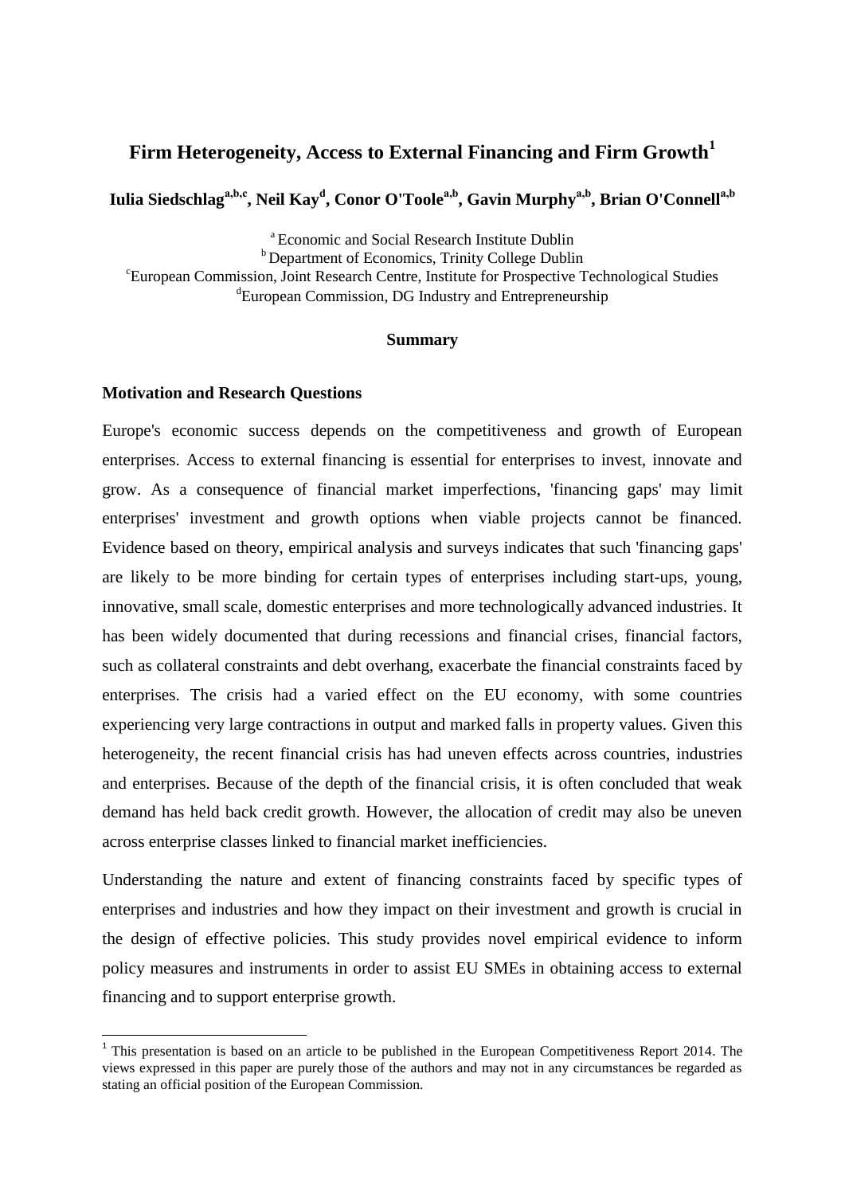# Firm Heterogeneity, Access to External Financing and Firm Growth[1]

**Iulia Siedschlag[a,b,c], Neil Kay[d], Conor O'Toole[a,b], Gavin Murphy[a,b], Brian O'Connell[a,b]**

[a] Economic and Social Research Institute Dublin
[b] Department of Economics, Trinity College Dublin
[c] European Commission, Joint Research Centre, Institute for Prospective Technological Studies
[d] European Commission, DG Industry and Entrepreneurship

## Summary

### Motivation and Research Questions

Europe's economic success depends on the competitiveness and growth of European enterprises. Access to external financing is essential for enterprises to invest, innovate and grow. As a consequence of financial market imperfections, 'financing gaps' may limit enterprises' investment and growth options when viable projects cannot be financed. Evidence based on theory, empirical analysis and surveys indicates that such 'financing gaps' are likely to be more binding for certain types of enterprises including start-ups, young, innovative, small scale, domestic enterprises and more technologically advanced industries. It has been widely documented that during recessions and financial crises, financial factors, such as collateral constraints and debt overhang, exacerbate the financial constraints faced by enterprises. The crisis had a varied effect on the EU economy, with some countries experiencing very large contractions in output and marked falls in property values. Given this heterogeneity, the recent financial crisis has had uneven effects across countries, industries and enterprises. Because of the depth of the financial crisis, it is often concluded that weak demand has held back credit growth. However, the allocation of credit may also be uneven across enterprise classes linked to financial market inefficiencies.

Understanding the nature and extent of financing constraints faced by specific types of enterprises and industries and how they impact on their investment and growth is crucial in the design of effective policies. This study provides novel empirical evidence to inform policy measures and instruments in order to assist EU SMEs in obtaining access to external financing and to support enterprise growth.

[1] This presentation is based on an article to be published in the European Competitiveness Report 2014. The views expressed in this paper are purely those of the authors and may not in any circumstances be regarded as stating an official position of the European Commission.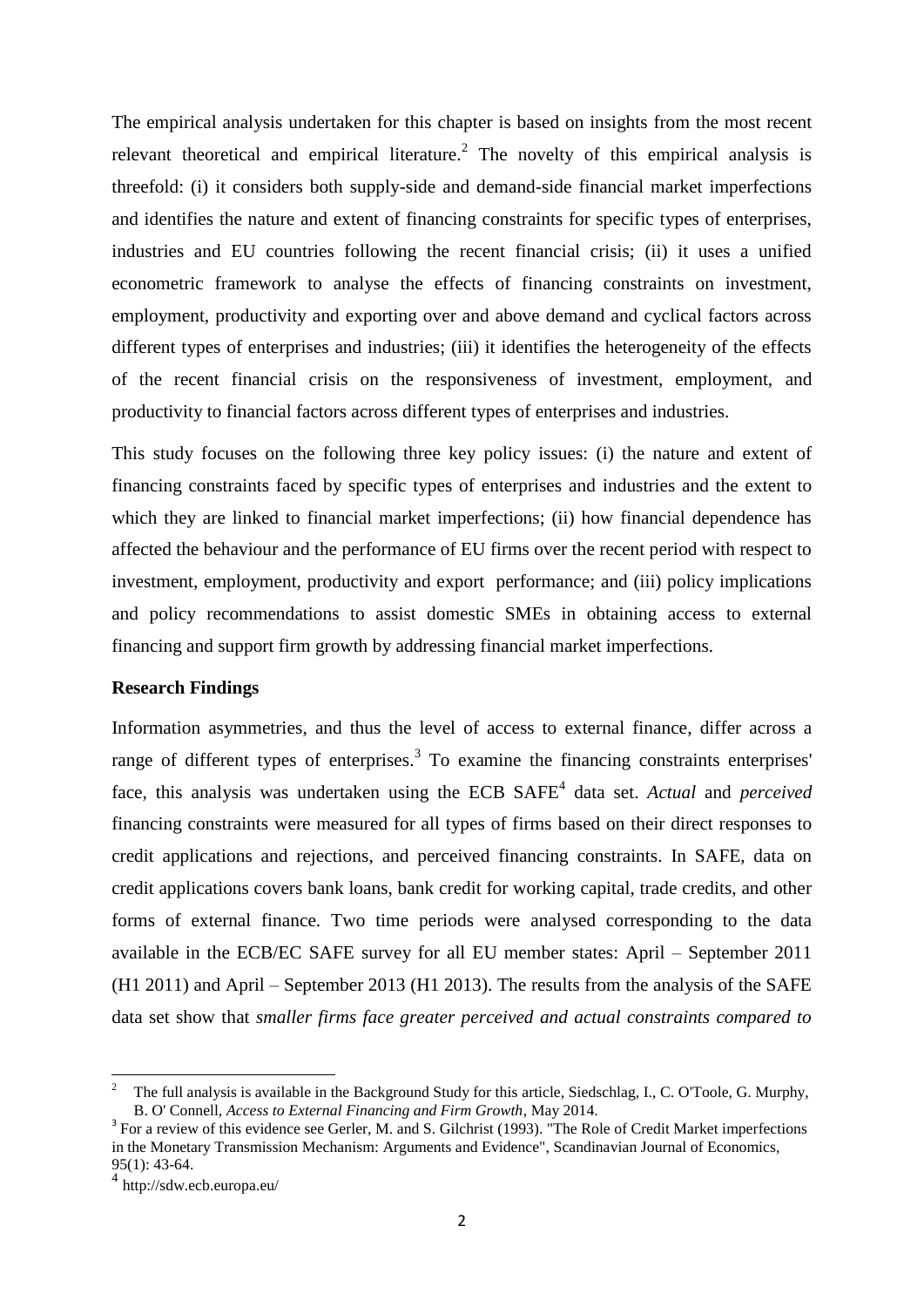The empirical analysis undertaken for this chapter is based on insights from the most recent relevant theoretical and empirical literature.[2] The novelty of this empirical analysis is threefold: (i) it considers both supply-side and demand-side financial market imperfections and identifies the nature and extent of financing constraints for specific types of enterprises, industries and EU countries following the recent financial crisis; (ii) it uses a unified econometric framework to analyse the effects of financing constraints on investment, employment, productivity and exporting over and above demand and cyclical factors across different types of enterprises and industries; (iii) it identifies the heterogeneity of the effects of the recent financial crisis on the responsiveness of investment, employment, and productivity to financial factors across different types of enterprises and industries.

This study focuses on the following three key policy issues: (i) the nature and extent of financing constraints faced by specific types of enterprises and industries and the extent to which they are linked to financial market imperfections; (ii) how financial dependence has affected the behaviour and the performance of EU firms over the recent period with respect to investment, employment, productivity and export performance; and (iii) policy implications and policy recommendations to assist domestic SMEs in obtaining access to external financing and support firm growth by addressing financial market imperfections.

**Research Findings**

Information asymmetries, and thus the level of access to external finance, differ across a range of different types of enterprises.[3] To examine the financing constraints enterprises' face, this analysis was undertaken using the ECB SAFE[4] data set. *Actual* and *perceived* financing constraints were measured for all types of firms based on their direct responses to credit applications and rejections, and perceived financing constraints. In SAFE, data on credit applications covers bank loans, bank credit for working capital, trade credits, and other forms of external finance. Two time periods were analysed corresponding to the data available in the ECB/EC SAFE survey for all EU member states: April – September 2011 (H1 2011) and April – September 2013 (H1 2013). The results from the analysis of the SAFE data set show that *smaller firms face greater perceived and actual constraints compared to*

---

[2] The full analysis is available in the Background Study for this article, Siedschlag, I., C. O'Toole, G. Murphy, B. O' Connell, *Access to External Financing and Firm Growth*, May 2014.

[3] For a review of this evidence see Gerler, M. and S. Gilchrist (1993). "The Role of Credit Market imperfections in the Monetary Transmission Mechanism: Arguments and Evidence", Scandinavian Journal of Economics, 95(1): 43-64.

[4] http://sdw.ecb.europa.eu/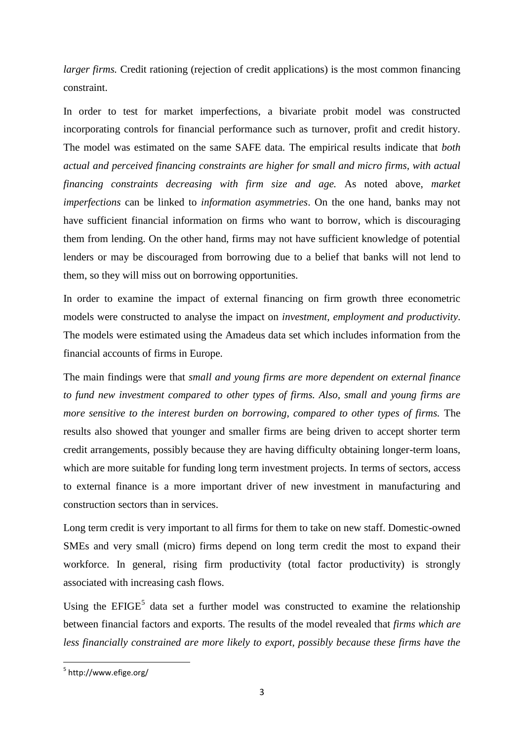*larger firms.* Credit rationing (rejection of credit applications) is the most common financing constraint.

In order to test for market imperfections, a bivariate probit model was constructed incorporating controls for financial performance such as turnover, profit and credit history. The model was estimated on the same SAFE data. The empirical results indicate that *both actual and perceived financing constraints are higher for small and micro firms, with actual financing constraints decreasing with firm size and age.* As noted above, *market imperfections* can be linked to *information asymmetries*. On the one hand, banks may not have sufficient financial information on firms who want to borrow, which is discouraging them from lending. On the other hand, firms may not have sufficient knowledge of potential lenders or may be discouraged from borrowing due to a belief that banks will not lend to them, so they will miss out on borrowing opportunities.

In order to examine the impact of external financing on firm growth three econometric models were constructed to analyse the impact on *investment, employment and productivity*. The models were estimated using the Amadeus data set which includes information from the financial accounts of firms in Europe.

The main findings were that *small and young firms are more dependent on external finance to fund new investment compared to other types of firms. Also, small and young firms are more sensitive to the interest burden on borrowing, compared to other types of firms.* The results also showed that younger and smaller firms are being driven to accept shorter term credit arrangements, possibly because they are having difficulty obtaining longer-term loans, which are more suitable for funding long term investment projects. In terms of sectors, access to external finance is a more important driver of new investment in manufacturing and construction sectors than in services.

Long term credit is very important to all firms for them to take on new staff. Domestic-owned SMEs and very small (micro) firms depend on long term credit the most to expand their workforce. In general, rising firm productivity (total factor productivity) is strongly associated with increasing cash flows.

Using the EFIGE[5] data set a further model was constructed to examine the relationship between financial factors and exports. The results of the model revealed that *firms which are less financially constrained are more likely to export, possibly because these firms have the*

[5] http://www.efige.org/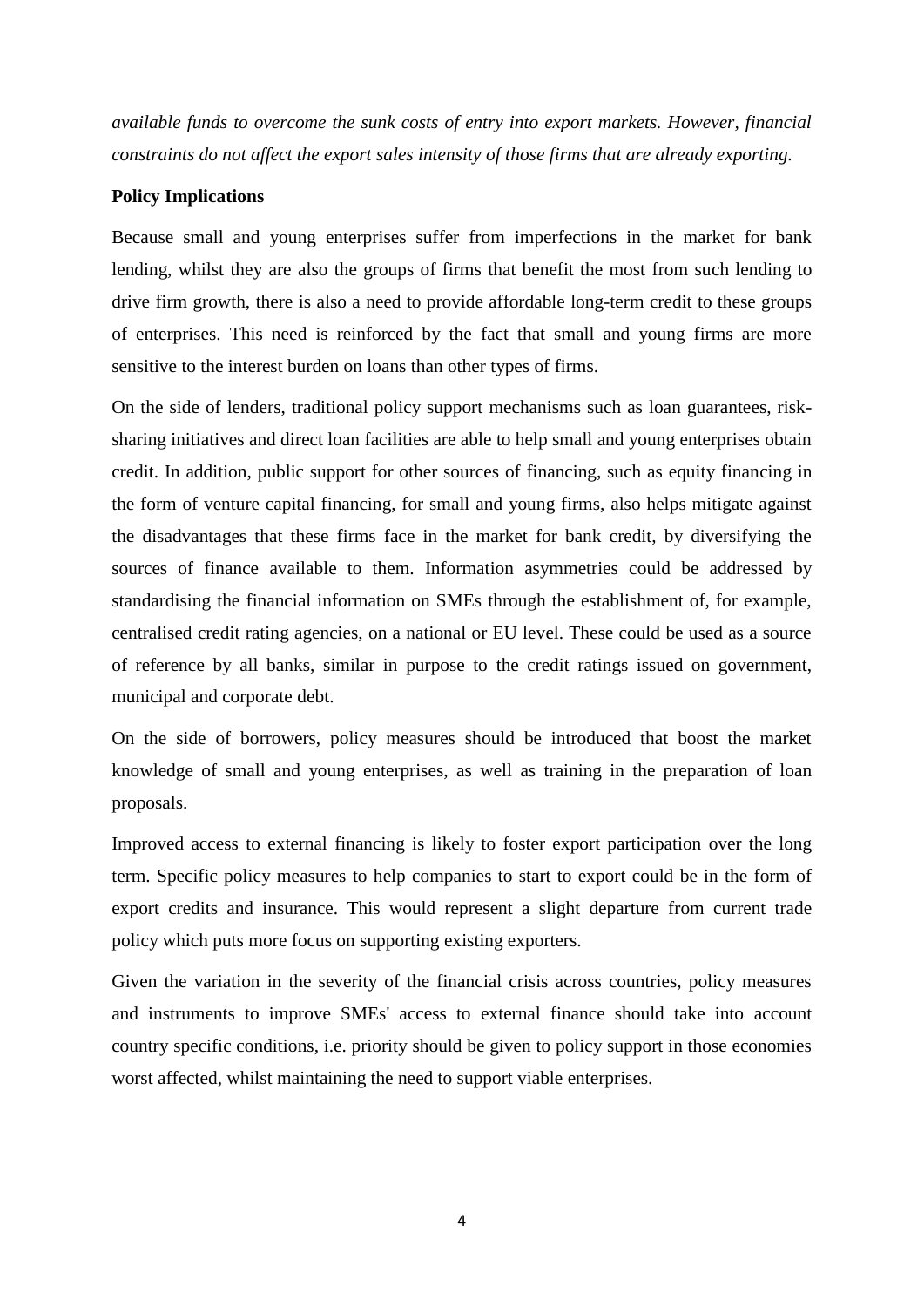*available funds to overcome the sunk costs of entry into export markets. However, financial constraints do not affect the export sales intensity of those firms that are already exporting.*

**Policy Implications**

Because small and young enterprises suffer from imperfections in the market for bank lending, whilst they are also the groups of firms that benefit the most from such lending to drive firm growth, there is also a need to provide affordable long-term credit to these groups of enterprises. This need is reinforced by the fact that small and young firms are more sensitive to the interest burden on loans than other types of firms.

On the side of lenders, traditional policy support mechanisms such as loan guarantees, risk-sharing initiatives and direct loan facilities are able to help small and young enterprises obtain credit. In addition, public support for other sources of financing, such as equity financing in the form of venture capital financing, for small and young firms, also helps mitigate against the disadvantages that these firms face in the market for bank credit, by diversifying the sources of finance available to them. Information asymmetries could be addressed by standardising the financial information on SMEs through the establishment of, for example, centralised credit rating agencies, on a national or EU level. These could be used as a source of reference by all banks, similar in purpose to the credit ratings issued on government, municipal and corporate debt.

On the side of borrowers, policy measures should be introduced that boost the market knowledge of small and young enterprises, as well as training in the preparation of loan proposals.

Improved access to external financing is likely to foster export participation over the long term. Specific policy measures to help companies to start to export could be in the form of export credits and insurance. This would represent a slight departure from current trade policy which puts more focus on supporting existing exporters.

Given the variation in the severity of the financial crisis across countries, policy measures and instruments to improve SMEs' access to external finance should take into account country specific conditions, i.e. priority should be given to policy support in those economies worst affected, whilst maintaining the need to support viable enterprises.